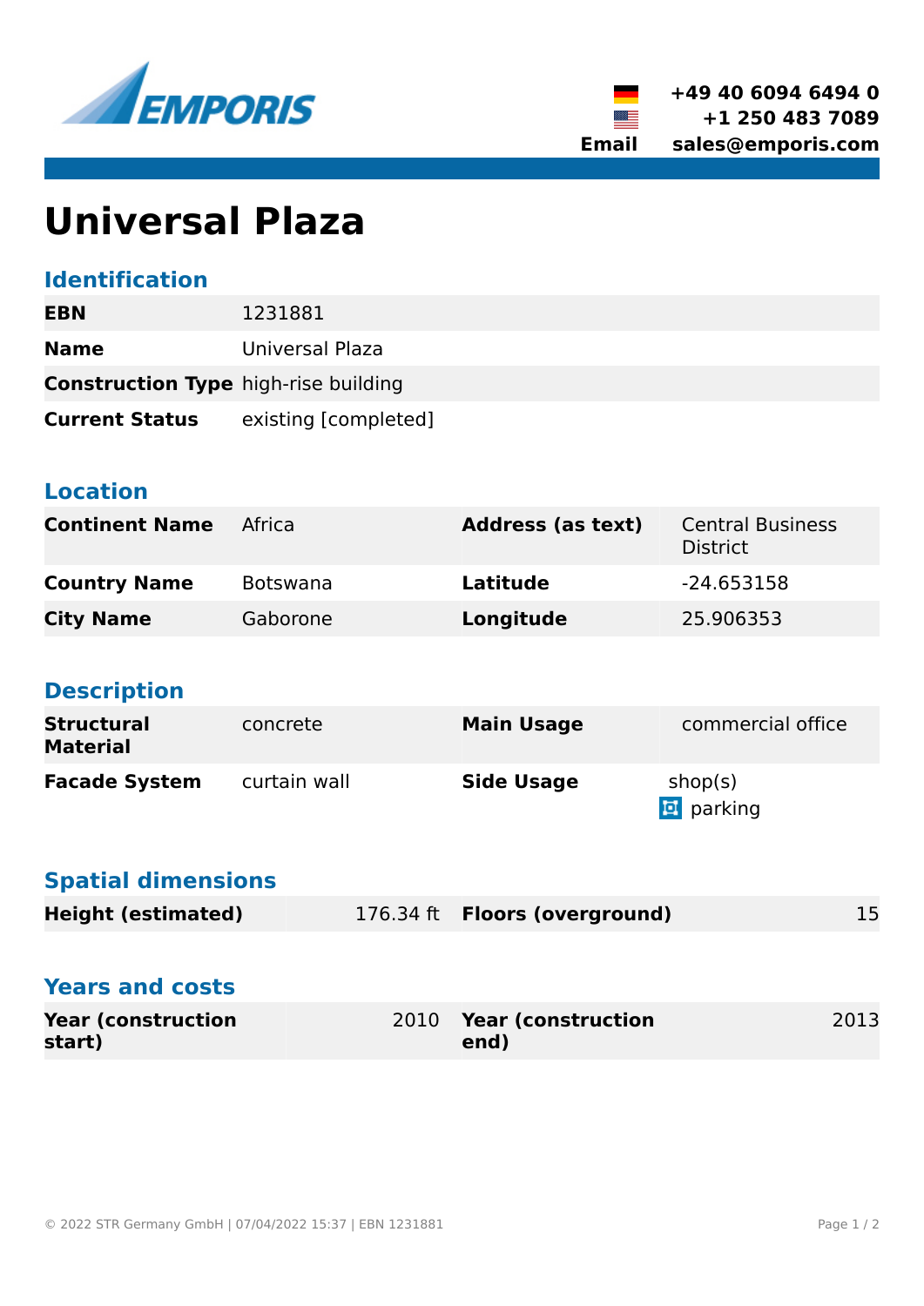+49 40 6094 6494 0
+1 250 483 7089
**Email** sales@emporis.com

# Universal Plaza

## Identification

| | |
|---|---|
| **EBN** | 1231881 |
| **Name** | Universal Plaza |
| **Construction Type** | high-rise building |
| **Current Status** | existing [completed] |

## Location

| | | | |
|---|---|---|---|
| **Continent Name** | Africa | **Address (as text)** | Central Business District |
| **Country Name** | Botswana | **Latitude** | -24.653158 |
| **City Name** | Gaborone | **Longitude** | 25.906353 |

## Description

| | | | |
|---|---|---|---|
| **Structural Material** | concrete | **Main Usage** | commercial office |
| **Facade System** | curtain wall | **Side Usage** | shop(s)<br>parking |

## Spatial dimensions

| | | | |
|---|---|---|---|
| **Height (estimated)** | 176.34 ft | **Floors (overground)** | 15 |

## Years and costs

| | | | |
|---|---|---|---|
| **Year (construction start)** | 2010 | **Year (construction end)** | 2013 |

© 2022 STR Germany GmbH | 07/04/2022 15:37 | EBN 1231881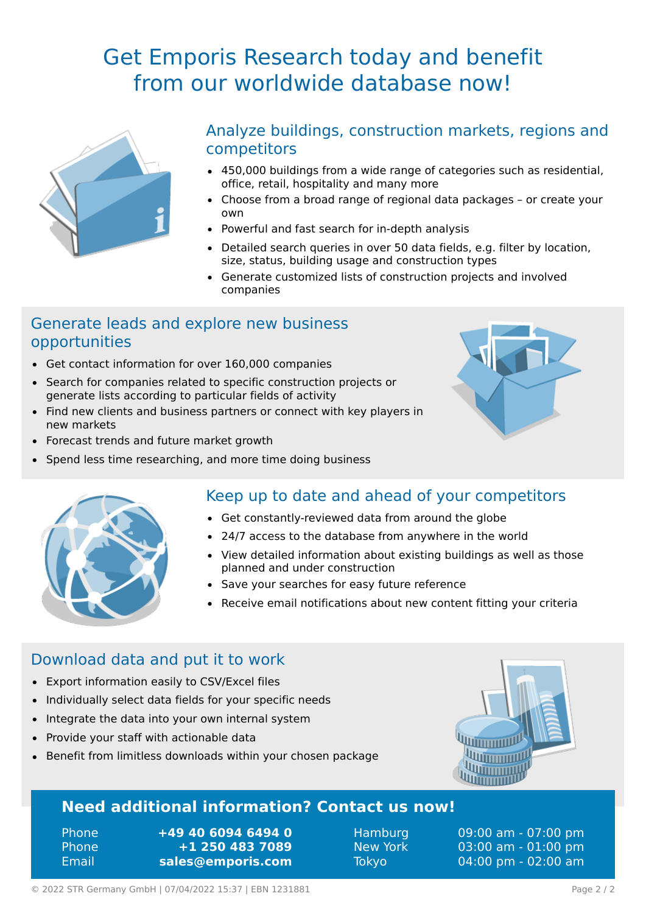# Get Emporis Research today and benefit from our worldwide database now!

## Analyze buildings, construction markets, regions and competitors

- 450,000 buildings from a wide range of categories such as residential, office, retail, hospitality and many more
- Choose from a broad range of regional data packages – or create your own
- Powerful and fast search for in-depth analysis
- Detailed search queries in over 50 data fields, e.g. filter by location, size, status, building usage and construction types
- Generate customized lists of construction projects and involved companies

## Generate leads and explore new business opportunities

- Get contact information for over 160,000 companies
- Search for companies related to specific construction projects or generate lists according to particular fields of activity
- Find new clients and business partners or connect with key players in new markets
- Forecast trends and future market growth
- Spend less time researching, and more time doing business

## Keep up to date and ahead of your competitors

- Get constantly-reviewed data from around the globe
- 24/7 access to the database from anywhere in the world
- View detailed information about existing buildings as well as those planned and under construction
- Save your searches for easy future reference
- Receive email notifications about new content fitting your criteria

## Download data and put it to work

- Export information easily to CSV/Excel files
- Individually select data fields for your specific needs
- Integrate the data into your own internal system
- Provide your staff with actionable data
- Benefit from limitless downloads within your chosen package

### Need additional information? Contact us now!

| | | | |
|---|---|---|---|
| Phone | **+49 40 6094 6494 0** | Hamburg | 09:00 am - 07:00 pm |
| Phone | **+1 250 483 7089** | New York | 03:00 am - 01:00 pm |
| Email | **sales@emporis.com** | Tokyo | 04:00 pm - 02:00 am |

© 2022 STR Germany GmbH | 07/04/2022 15:37 | EBN 1231881